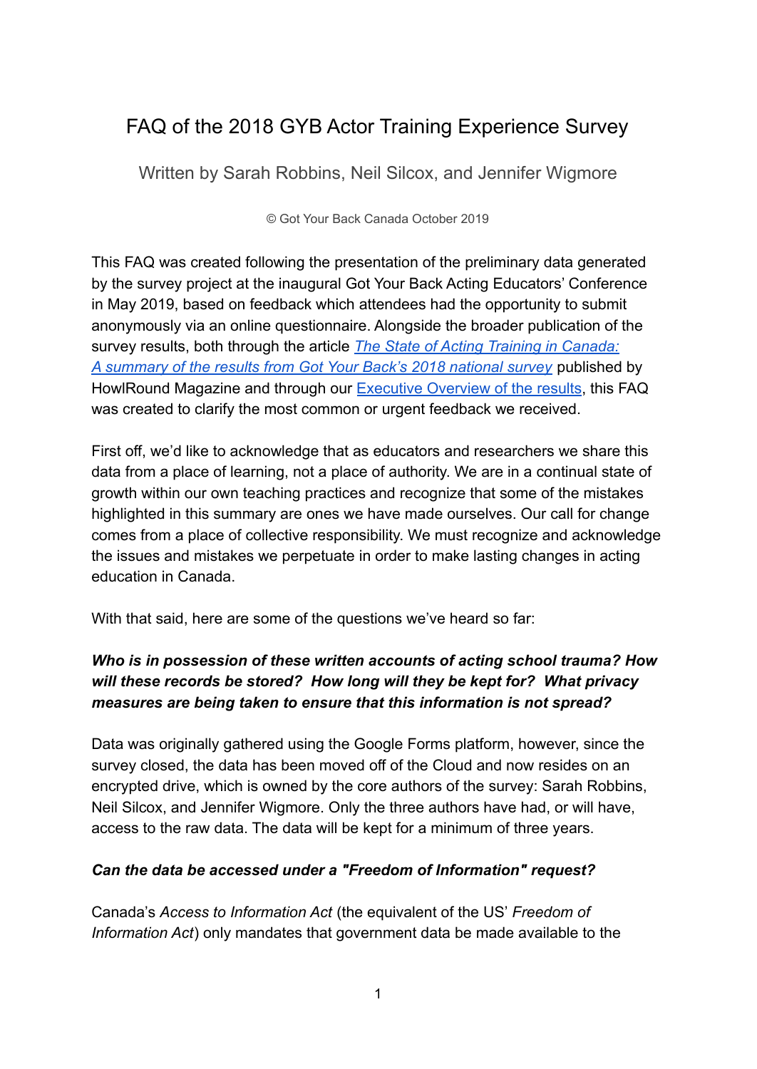# FAQ of the 2018 GYB Actor Training Experience Survey

Written by Sarah Robbins, Neil Silcox, and Jennifer Wigmore

© Got Your Back Canada October 2019

This FAQ was created following the presentation of the preliminary data generated by the survey project at the inaugural Got Your Back Acting Educators' Conference in May 2019, based on feedback which attendees had the opportunity to submit anonymously via an online questionnaire. Alongside the broader publication of the survey results, both through the article *The State of Acting Training in Canada: A summary of the results from Got Your Back's 2018 national survey* published by HowlRound Magazine and through our Executive Overview of the results, this FAQ was created to clarify the most common or urgent feedback we received.

First off, we'd like to acknowledge that as educators and researchers we share this data from a place of learning, not a place of authority. We are in a continual state of growth within our own teaching practices and recognize that some of the mistakes highlighted in this summary are ones we have made ourselves. Our call for change comes from a place of collective responsibility. We must recognize and acknowledge the issues and mistakes we perpetuate in order to make lasting changes in acting education in Canada.

With that said, here are some of the questions we've heard so far:

***Who is in possession of these written accounts of acting school trauma? How will these records be stored? How long will they be kept for? What privacy measures are being taken to ensure that this information is not spread?***

Data was originally gathered using the Google Forms platform, however, since the survey closed, the data has been moved off of the Cloud and now resides on an encrypted drive, which is owned by the core authors of the survey: Sarah Robbins, Neil Silcox, and Jennifer Wigmore. Only the three authors have had, or will have, access to the raw data. The data will be kept for a minimum of three years.

***Can the data be accessed under a "Freedom of Information" request?***

Canada's *Access to Information Act* (the equivalent of the US' *Freedom of Information Act*) only mandates that government data be made available to the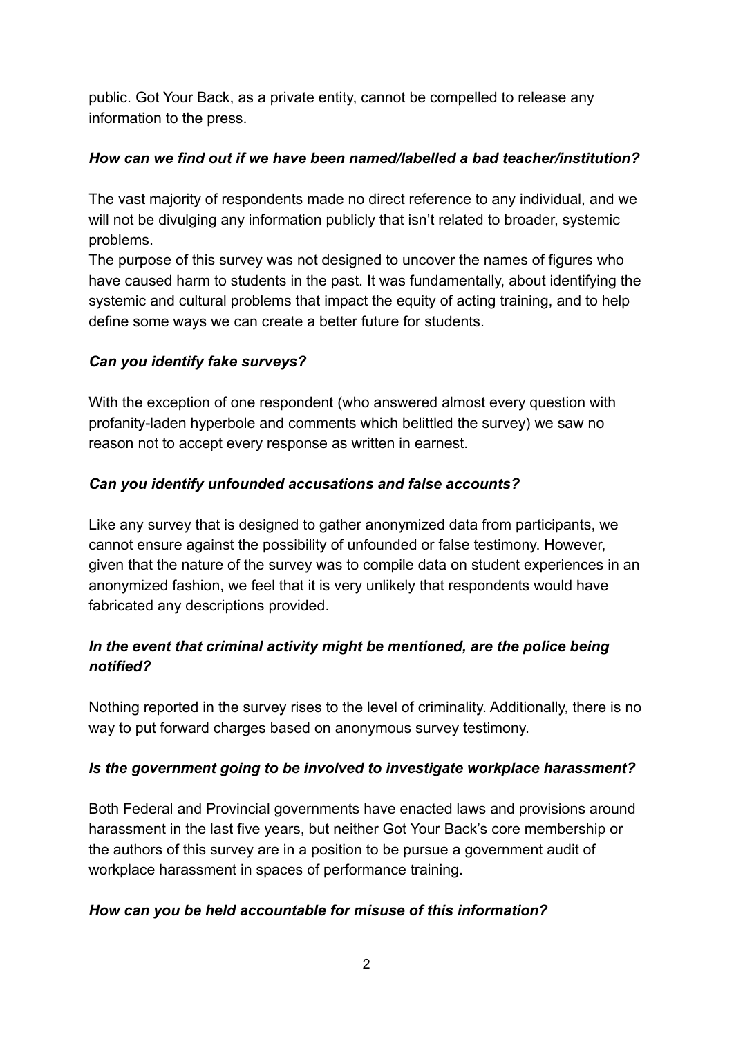public. Got Your Back, as a private entity, cannot be compelled to release any information to the press.

***How can we find out if we have been named/labelled a bad teacher/institution?***

The vast majority of respondents made no direct reference to any individual, and we will not be divulging any information publicly that isn't related to broader, systemic problems.
The purpose of this survey was not designed to uncover the names of figures who have caused harm to students in the past. It was fundamentally, about identifying the systemic and cultural problems that impact the equity of acting training, and to help define some ways we can create a better future for students.

***Can you identify fake surveys?***

With the exception of one respondent (who answered almost every question with profanity-laden hyperbole and comments which belittled the survey) we saw no reason not to accept every response as written in earnest.

***Can you identify unfounded accusations and false accounts?***

Like any survey that is designed to gather anonymized data from participants, we cannot ensure against the possibility of unfounded or false testimony. However, given that the nature of the survey was to compile data on student experiences in an anonymized fashion, we feel that it is very unlikely that respondents would have fabricated any descriptions provided.

***In the event that criminal activity might be mentioned, are the police being notified?***

Nothing reported in the survey rises to the level of criminality. Additionally, there is no way to put forward charges based on anonymous survey testimony.

***Is the government going to be involved to investigate workplace harassment?***

Both Federal and Provincial governments have enacted laws and provisions around harassment in the last five years, but neither Got Your Back's core membership or the authors of this survey are in a position to be pursue a government audit of workplace harassment in spaces of performance training.

***How can you be held accountable for misuse of this information?***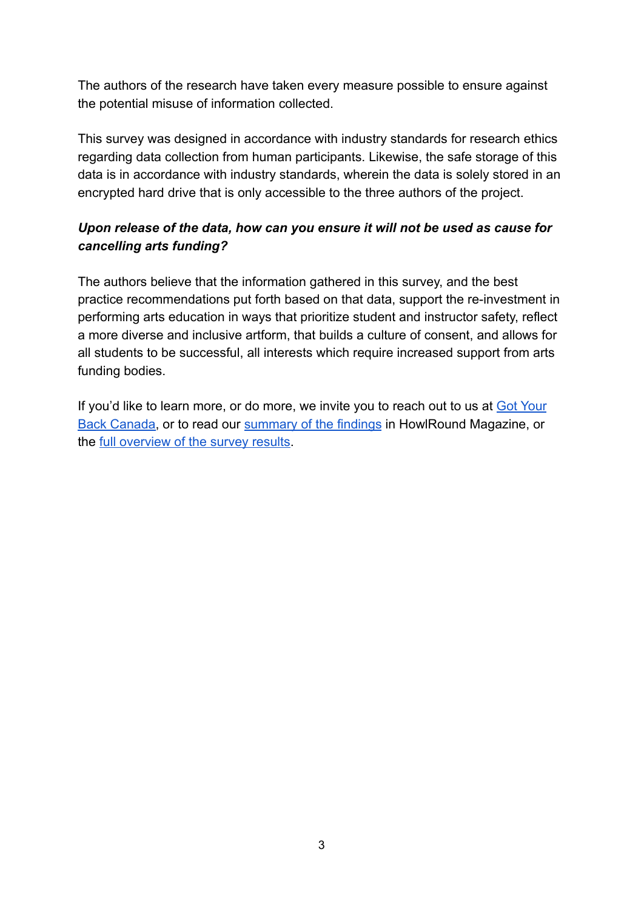The authors of the research have taken every measure possible to ensure against the potential misuse of information collected.

This survey was designed in accordance with industry standards for research ethics regarding data collection from human participants. Likewise, the safe storage of this data is in accordance with industry standards, wherein the data is solely stored in an encrypted hard drive that is only accessible to the three authors of the project.

***Upon release of the data, how can you ensure it will not be used as cause for cancelling arts funding?***

The authors believe that the information gathered in this survey, and the best practice recommendations put forth based on that data, support the re-investment in performing arts education in ways that prioritize student and instructor safety, reflect a more diverse and inclusive artform, that builds a culture of consent, and allows for all students to be successful, all interests which require increased support from arts funding bodies.

If you'd like to learn more, or do more, we invite you to reach out to us at Got Your Back Canada, or to read our summary of the findings in HowlRound Magazine, or the full overview of the survey results.